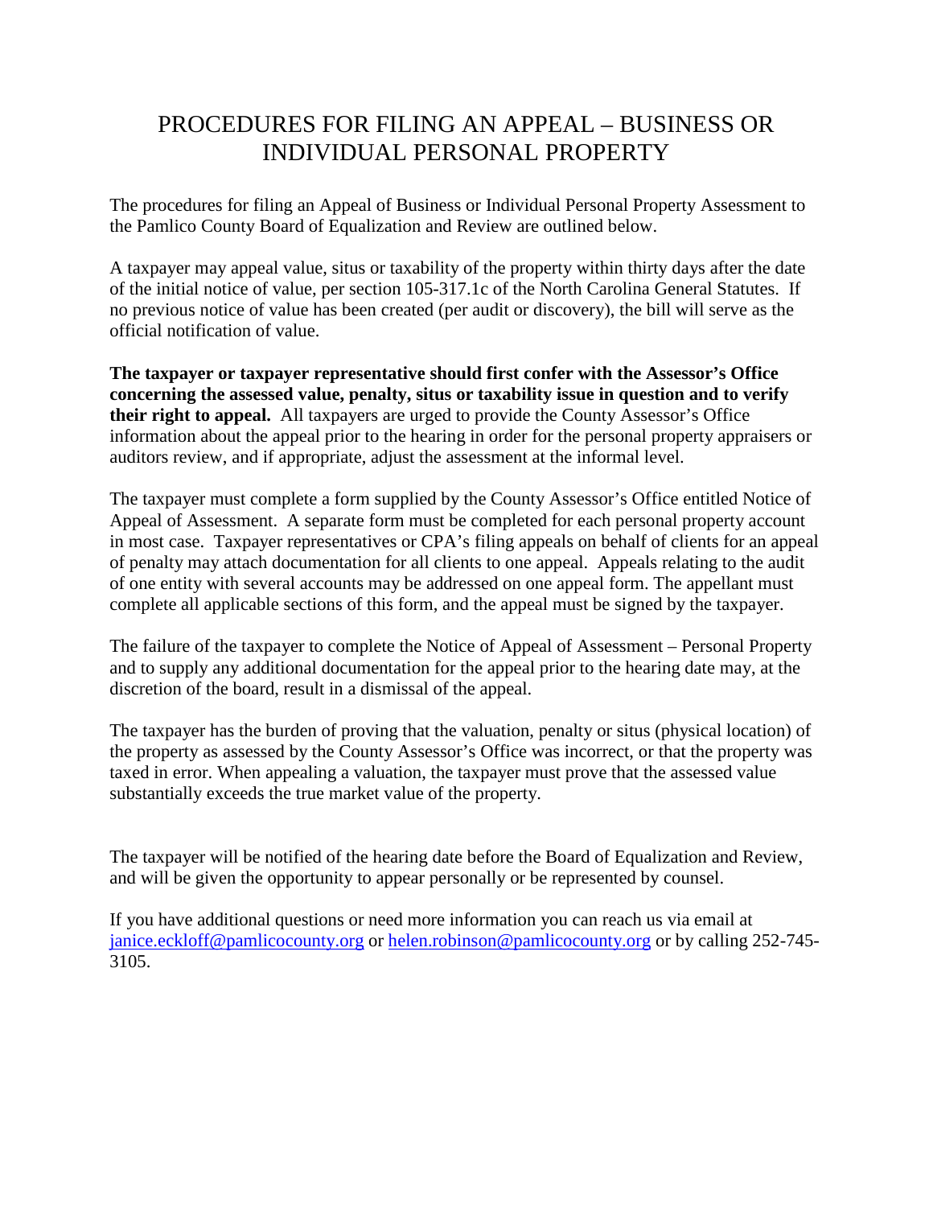# PROCEDURES FOR FILING AN APPEAL – BUSINESS OR INDIVIDUAL PERSONAL PROPERTY

The procedures for filing an Appeal of Business or Individual Personal Property Assessment to the Pamlico County Board of Equalization and Review are outlined below.

A taxpayer may appeal value, situs or taxability of the property within thirty days after the date of the initial notice of value, per section 105-317.1c of the North Carolina General Statutes. If no previous notice of value has been created (per audit or discovery), the bill will serve as the official notification of value.

**The taxpayer or taxpayer representative should first confer with the Assessor's Office concerning the assessed value, penalty, situs or taxability issue in question and to verify their right to appeal.** All taxpayers are urged to provide the County Assessor's Office information about the appeal prior to the hearing in order for the personal property appraisers or auditors review, and if appropriate, adjust the assessment at the informal level.

The taxpayer must complete a form supplied by the County Assessor's Office entitled Notice of Appeal of Assessment. A separate form must be completed for each personal property account in most case. Taxpayer representatives or CPA's filing appeals on behalf of clients for an appeal of penalty may attach documentation for all clients to one appeal. Appeals relating to the audit of one entity with several accounts may be addressed on one appeal form. The appellant must complete all applicable sections of this form, and the appeal must be signed by the taxpayer.

The failure of the taxpayer to complete the Notice of Appeal of Assessment – Personal Property and to supply any additional documentation for the appeal prior to the hearing date may, at the discretion of the board, result in a dismissal of the appeal.

The taxpayer has the burden of proving that the valuation, penalty or situs (physical location) of the property as assessed by the County Assessor's Office was incorrect, or that the property was taxed in error. When appealing a valuation, the taxpayer must prove that the assessed value substantially exceeds the true market value of the property.

The taxpayer will be notified of the hearing date before the Board of Equalization and Review, and will be given the opportunity to appear personally or be represented by counsel.

If you have additional questions or need more information you can reach us via email at janice.eckloff@pamlicocounty.org or helen.robinson@pamlicocounty.org or by calling 252-745-3105.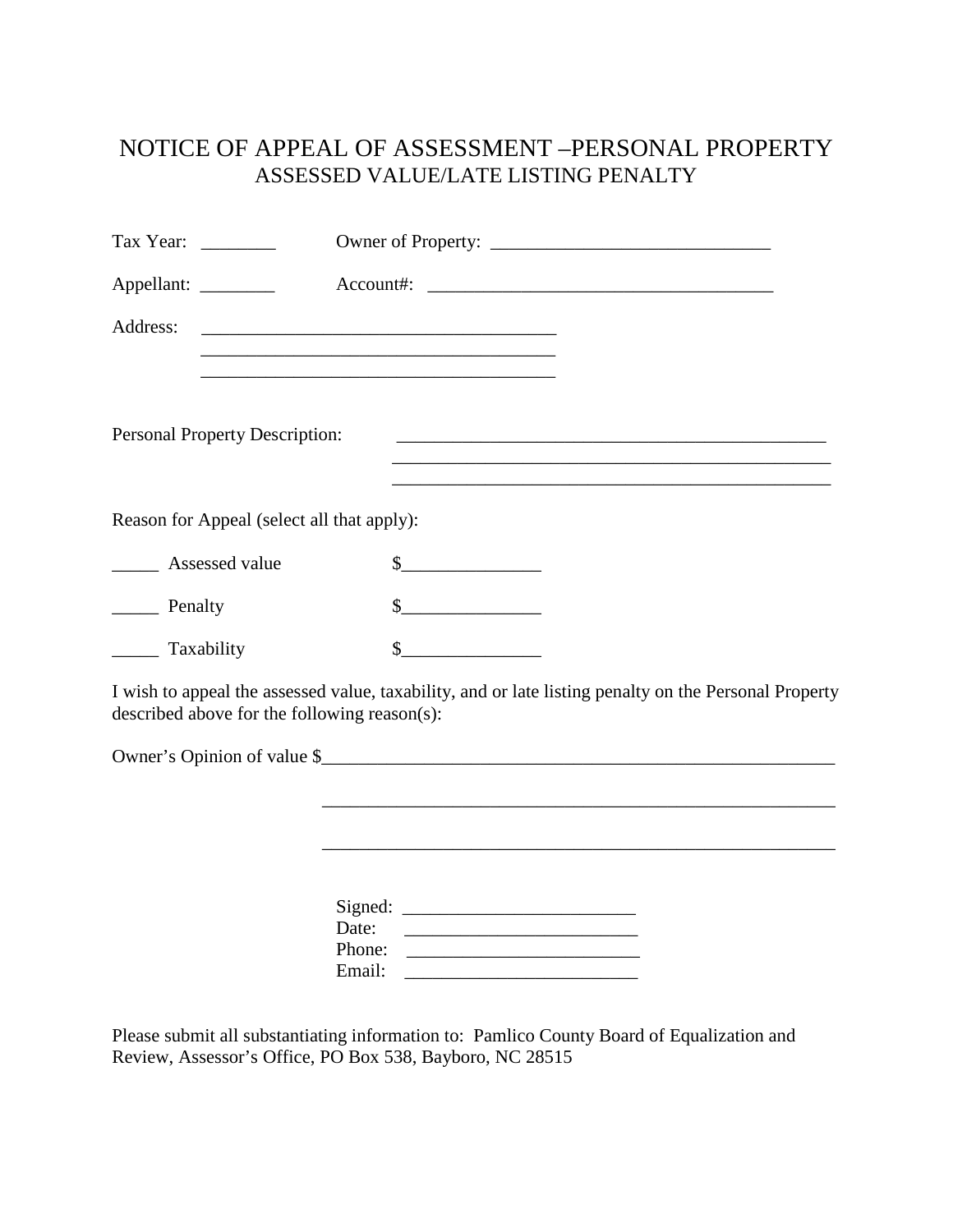# NOTICE OF APPEAL OF ASSESSMENT –PERSONAL PROPERTY

## ASSESSED VALUE/LATE LISTING PENALTY

Tax Year: ________ Owner of Property: ______________________________

Appellant: ________ Account#: _____________________________________

Address: _______________________________________
_______________________________________
_______________________________________

Personal Property Description: _______________________________________________
_______________________________________________
_______________________________________________

Reason for Appeal (select all that apply):

_____ Assessed value $_______________

_____ Penalty $_______________

_____ Taxability $_______________

I wish to appeal the assessed value, taxability, and or late listing penalty on the Personal Property described above for the following reason(s):

Owner's Opinion of value $_________________________________________________________

_________________________________________________________

_________________________________________________________

Signed: _________________________
Date: _________________________
Phone: _________________________
Email: _________________________

Please submit all substantiating information to: Pamlico County Board of Equalization and Review, Assessor's Office, PO Box 538, Bayboro, NC 28515